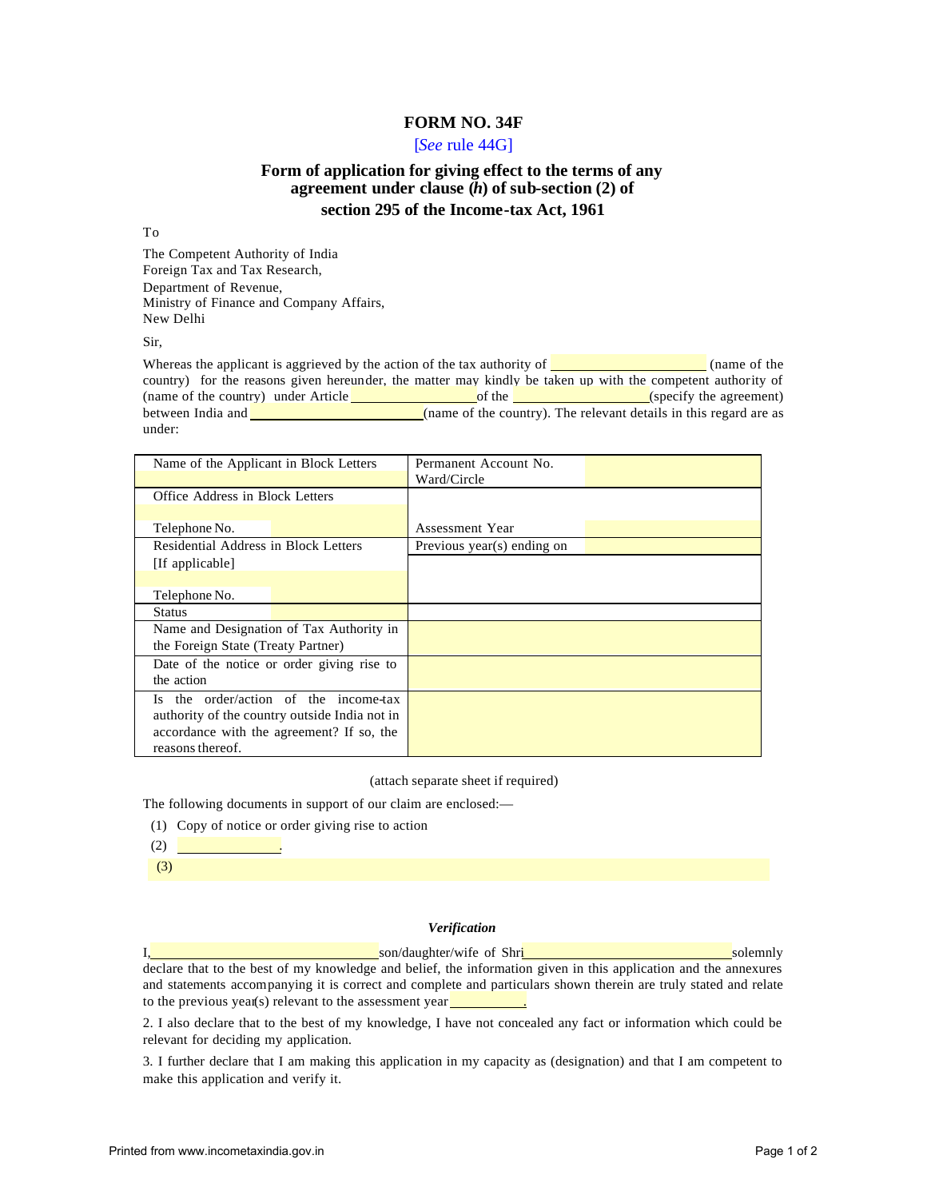# FORM NO. 34F

[*See* rule 44G]

## Form of application for giving effect to the terms of any agreement under clause (*h*) of sub-section (2) of section 295 of the Income-tax Act, 1961

To

The Competent Authority of India
Foreign Tax and Tax Research,
Department of Revenue,
Ministry of Finance and Company Affairs,
New Delhi

Sir,

Whereas the applicant is aggrieved by the action of the tax authority of \_\_\_\_\_\_\_\_\_\_\_\_\_\_\_\_\_\_\_\_ (name of the country) for the reasons given hereunder, the matter may kindly be taken up with the competent authority of (name of the country) under Article \_\_\_\_\_\_\_\_\_\_\_\_\_\_\_\_ of the \_\_\_\_\_\_\_\_\_\_\_\_\_\_\_\_\_\_(specify the agreement) between India and \_\_\_\_\_\_\_\_\_\_\_\_\_\_\_\_\_\_\_\_\_\_\_(name of the country). The relevant details in this regard are as under:

| | | |
|---|---|---|
| Name of the Applicant in Block Letters | Permanent Account No. Ward/Circle | |
| Office Address in Block Letters<br><br>Telephone No. | Assessment Year | |
| Residential Address in Block Letters [If applicable]<br><br>Telephone No. | Previous year(s) ending on | |
| Status | | |
| Name and Designation of Tax Authority in the Foreign State (Treaty Partner) | | |
| Date of the notice or order giving rise to the action | | |
| Is the order/action of the income-tax authority of the country outside India not in accordance with the agreement? If so, the reasons thereof. | | |

(attach separate sheet if required)

The following documents in support of our claim are enclosed:—

(1) Copy of notice or order giving rise to action

(2) \_\_\_\_\_\_\_\_\_\_\_\_\_\_.

(3)

### *Verification*

I,\_\_\_\_\_\_\_\_\_\_\_\_\_\_\_\_\_\_\_\_\_\_\_\_\_\_\_\_\_\_son/daughter/wife of Shri\_\_\_\_\_\_\_\_\_\_\_\_\_\_\_\_\_\_\_\_\_\_\_\_\_\_\_\_solemnly declare that to the best of my knowledge and belief, the information given in this application and the annexures and statements accompanying it is correct and complete and particulars shown therein are truly stated and relate to the previous year(s) relevant to the assessment year \_\_\_\_\_\_\_\_\_\_.

2. I also declare that to the best of my knowledge, I have not concealed any fact or information which could be relevant for deciding my application.

3. I further declare that I am making this application in my capacity as (designation) and that I am competent to make this application and verify it.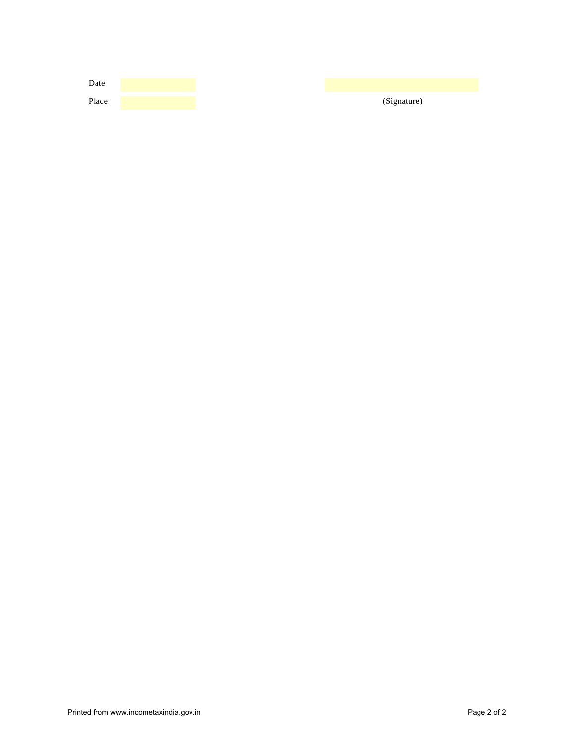Date

Place

(Signature)